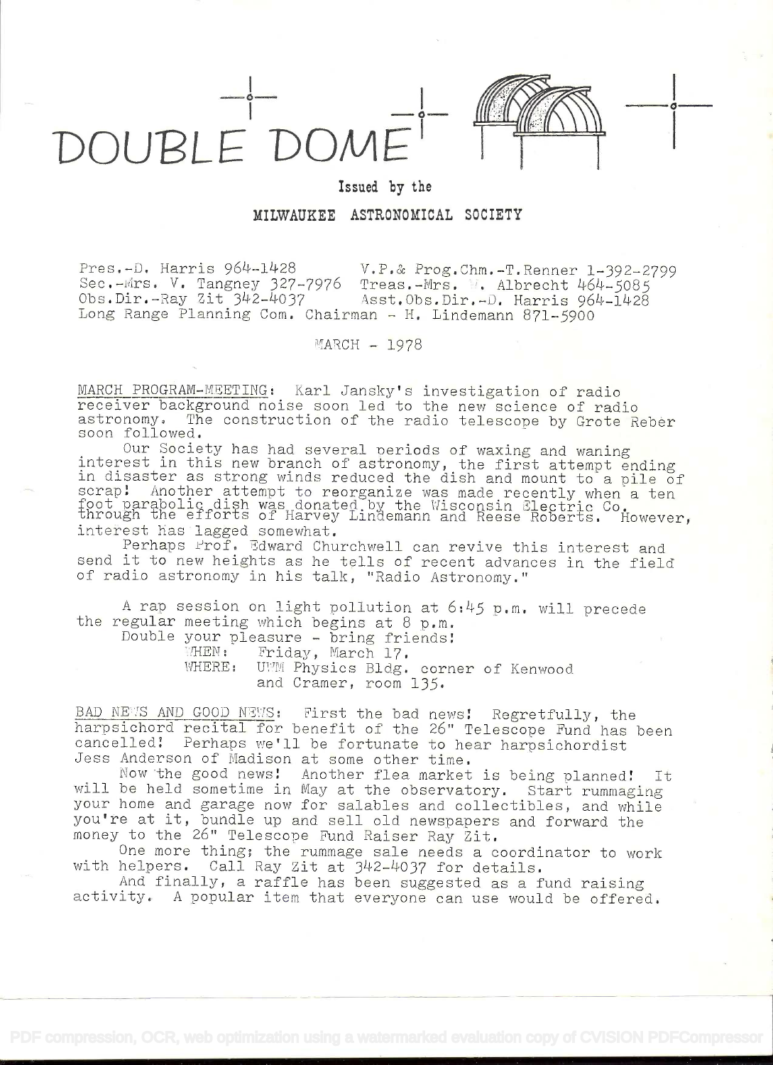# DOUBLE DOME

Issued by the

**MILWAUKEE ASTRONOMICAL SOCIETY**

Pres.-D. Harris 964-1428 V.P.& Prog.Chm.-T.Renner 1-392-2799
Sec.-Mrs. V. Tangney 327-7976 Treas.-Mrs. V. Albrecht 464-5085
Obs.Dir.-Ray Zit 342-4037 Asst.Obs.Dir.-D. Harris 964-1428
Long Range Planning Com. Chairman - H. Lindemann 871-5900

MARCH - 1978

MARCH PROGRAM-MEETING: Karl Jansky's investigation of radio receiver background noise soon led to the new science of radio astronomy. The construction of the radio telescope by Grote Reber soon followed.

Our Society has had several periods of waxing and waning interest in this new branch of astronomy, the first attempt ending in disaster as strong winds reduced the dish and mount to a pile of scrap! Another attempt to reorganize was made recently when a ten foot parabolic dish was donated by the Wisconsin Electric Co. through the efforts of Harvey Lindemann and Reese Roberts. However, interest has lagged somewhat.

Perhaps Prof. Edward Churchwell can revive this interest and send it to new heights as he tells of recent advances in the field of radio astronomy in his talk, "Radio Astronomy."

A rap session on light pollution at 6:45 p.m. will precede the regular meeting which begins at 8 p.m.

Double your pleasure - bring friends!

WHEN: Friday, March 17.
WHERE: UWM Physics Bldg. corner of Kenwood and Cramer, room 135.

BAD NEWS AND GOOD NEWS: First the bad news! Regretfully, the harpsichord recital for benefit of the 26" Telescope Fund has been cancelled! Perhaps we'll be fortunate to hear harpsichordist Jess Anderson of Madison at some other time.

Now the good news! Another flea market is being planned! It will be held sometime in May at the observatory. Start rummaging your home and garage now for salables and collectibles, and while you're at it, bundle up and sell old newspapers and forward the money to the 26" Telescope Fund Raiser Ray Zit.

One more thing; the rummage sale needs a coordinator to work with helpers. Call Ray Zit at 342-4037 for details.

And finally, a raffle has been suggested as a fund raising activity. A popular item that everyone can use would be offered.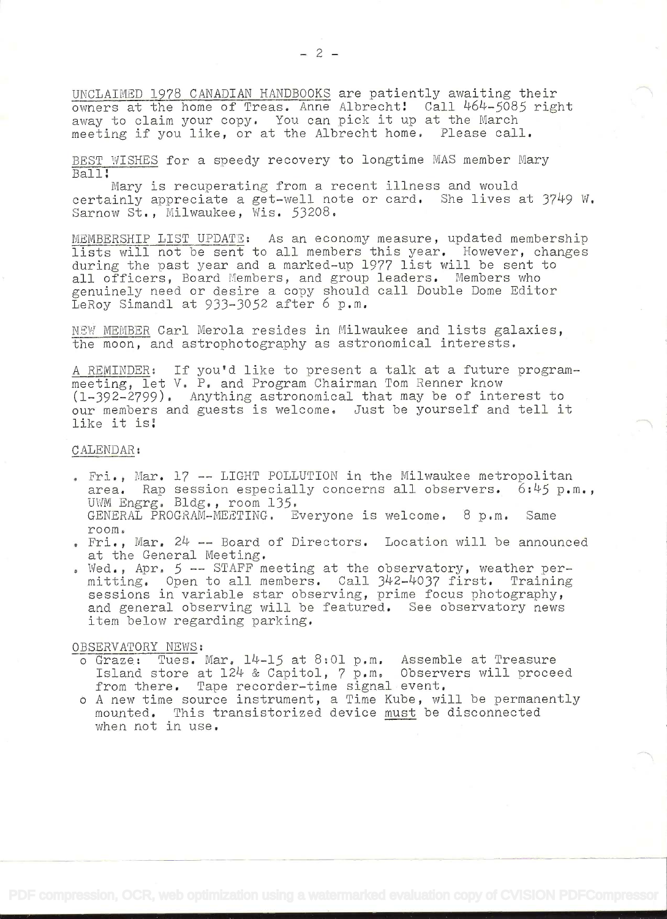UNCLAIMED 1978 CANADIAN HANDBOOKS are patiently awaiting their owners at the home of Treas. Anne Albrecht! Call 464-5085 right away to claim your copy. You can pick it up at the March meeting if you like, or at the Albrecht home. Please call.

BEST WISHES for a speedy recovery to longtime MAS member Mary Ball!

Mary is recuperating from a recent illness and would certainly appreciate a get-well note or card. She lives at 3749 W. Sarnow St., Milwaukee, Wis. 53208.

MEMBERSHIP LIST UPDATE: As an economy measure, updated membership lists will not be sent to all members this year. However, changes during the past year and a marked-up 1977 list will be sent to all officers, Board Members, and group leaders. Members who genuinely need or desire a copy should call Double Dome Editor LeRoy Simandl at 933-3052 after 6 p.m.

NEW MEMBER Carl Merola resides in Milwaukee and lists galaxies, the moon, and astrophotography as astronomical interests.

A REMINDER: If you'd like to present a talk at a future program-meeting, let V. P. and Program Chairman Tom Renner know (1-392-2799). Anything astronomical that may be of interest to our members and guests is welcome. Just be yourself and tell it like it is!

CALENDAR:

- Fri., Mar. 17 -- LIGHT POLLUTION in the Milwaukee metropolitan area. Rap session especially concerns all observers. 6:45 p.m., UWM Engrg. Bldg., room 135.
  GENERAL PROGRAM-MEETING. Everyone is welcome. 8 p.m. Same room.
- Fri., Mar. 24 -- Board of Directors. Location will be announced at the General Meeting.
- Wed., Apr. 5 -- STAFF meeting at the observatory, weather permitting. Open to all members. Call 342-4037 first. Training sessions in variable star observing, prime focus photography, and general observing will be featured. See observatory news item below regarding parking.

OBSERVATORY NEWS:

- Graze: Tues. Mar. 14-15 at 8:01 p.m. Assemble at Treasure Island store at 124 & Capitol, 7 p.m. Observers will proceed from there. Tape recorder-time signal event.
- A new time source instrument, a Time Kube, will be permanently mounted. This transistorized device must be disconnected when not in use.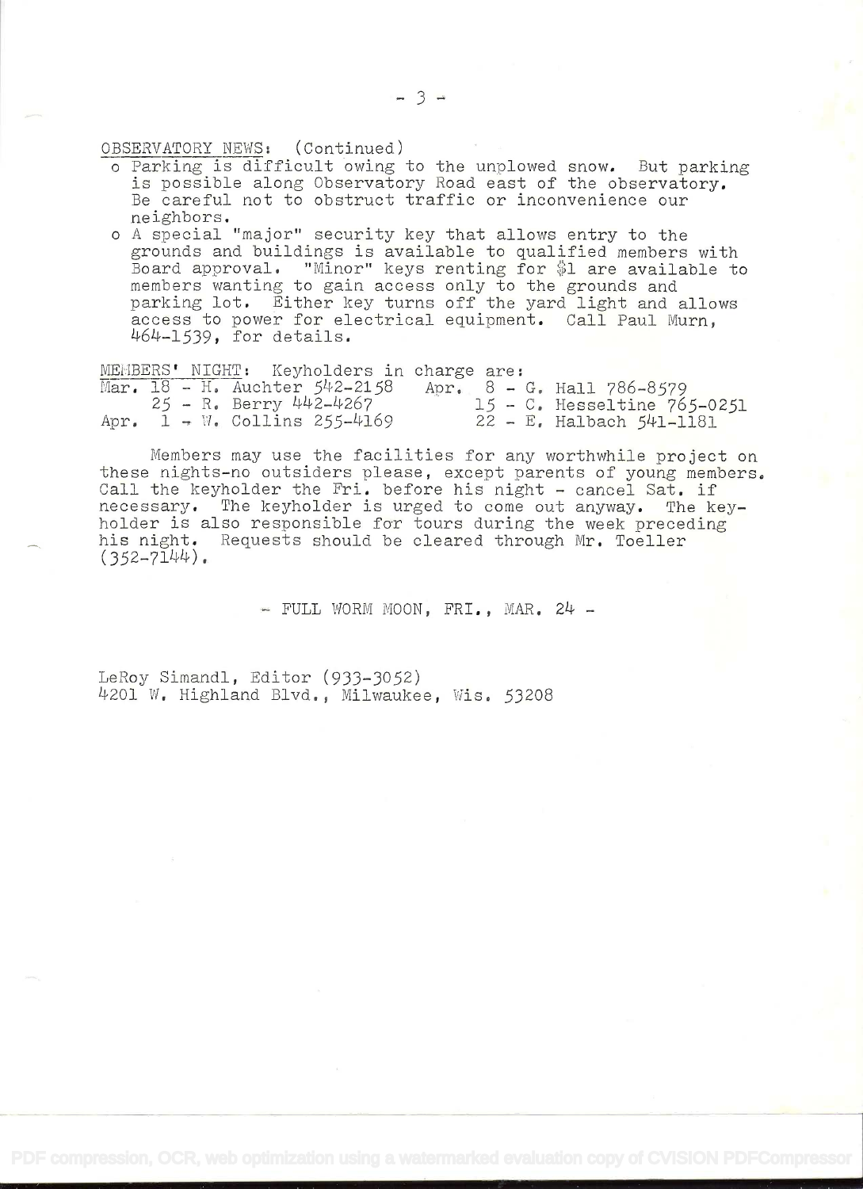OBSERVATORY NEWS: (Continued)

- Parking is difficult owing to the unplowed snow. But parking is possible along Observatory Road east of the observatory. Be careful not to obstruct traffic or inconvenience our neighbors.
- A special "major" security key that allows entry to the grounds and buildings is available to qualified members with Board approval. "Minor" keys renting for $1 are available to members wanting to gain access only to the grounds and parking lot. Either key turns off the yard light and allows access to power for electrical equipment. Call Paul Murn, 464-1539, for details.

MEMBERS' NIGHT: Keyholders in charge are:

| | |
|---|---|
| Mar. 18 - H. Auchter 542-2158 | Apr. 8 - G. Hall 786-8579 |
| 25 - R. Berry 442-4267 | 15 - C. Hesseltine 765-0251 |
| Apr. 1 - W. Collins 255-4169 | 22 - E. Halbach 541-1181 |

Members may use the facilities for any worthwhile project on these nights-no outsiders please, except parents of young members. Call the keyholder the Fri. before his night - cancel Sat. if necessary. The keyholder is urged to come out anyway. The keyholder is also responsible for tours during the week preceding his night. Requests should be cleared through Mr. Toeller (352-7144).

- FULL WORM MOON, FRI., MAR. 24 -

LeRoy Simandl, Editor (933-3052)
4201 W. Highland Blvd., Milwaukee, Wis. 53208